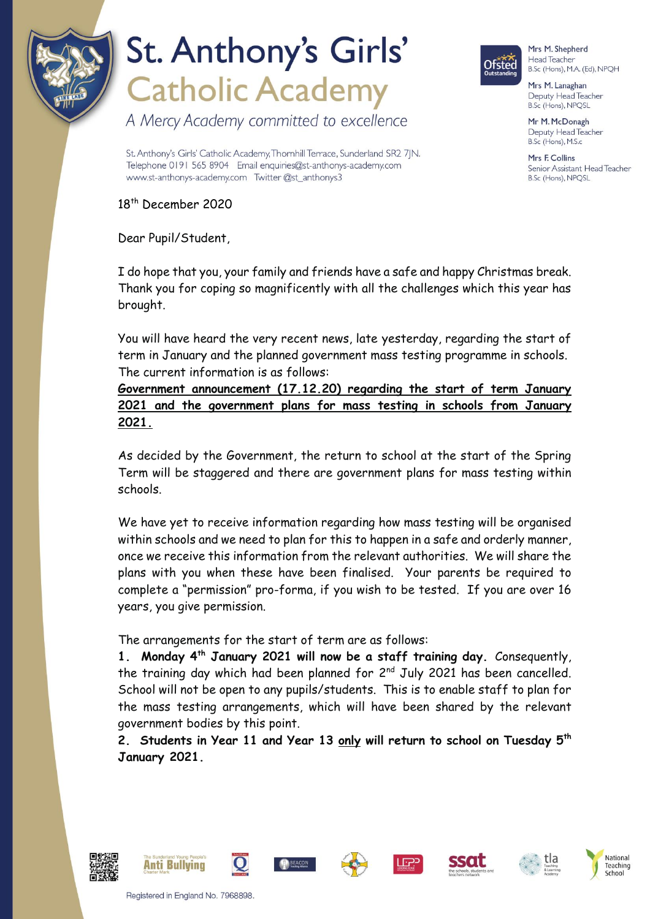# St. Anthony's Girls' Catholic Academy

*A Mercy Academy committed to excellence*

St. Anthony's Girls' Catholic Academy, Thornhill Terrace, Sunderland SR2 7JN.
Telephone 0191 565 8904 Email enquiries@st-anthonys-academy.com
www.st-anthonys-academy.com Twitter @st_anthonys3

Mrs M. Shepherd
Head Teacher
B.Sc (Hons), M.A. (Ed), NPQH

Mrs M. Lanaghan
Deputy Head Teacher
B.Sc (Hons), NPQSL

Mr M. McDonagh
Deputy Head Teacher
B.Sc (Hons), M.S.c

Mrs F. Collins
Senior Assistant Head Teacher
B.Sc (Hons), NPQSL

18th December 2020

Dear Pupil/Student,

I do hope that you, your family and friends have a safe and happy Christmas break. Thank you for coping so magnificently with all the challenges which this year has brought.

You will have heard the very recent news, late yesterday, regarding the start of term in January and the planned government mass testing programme in schools. The current information is as follows:

**Government announcement (17.12.20) regarding the start of term January 2021 and the government plans for mass testing in schools from January 2021.**

As decided by the Government, the return to school at the start of the Spring Term will be staggered and there are government plans for mass testing within schools.

We have yet to receive information regarding how mass testing will be organised within schools and we need to plan for this to happen in a safe and orderly manner, once we receive this information from the relevant authorities. We will share the plans with you when these have been finalised. Your parents be required to complete a "permission" pro-forma, if you wish to be tested. If you are over 16 years, you give permission.

The arrangements for the start of term are as follows:

1. **Monday 4th January 2021 will now be a staff training day.** Consequently, the training day which had been planned for 2nd July 2021 has been cancelled. School will not be open to any pupils/students. This is to enable staff to plan for the mass testing arrangements, which will have been shared by the relevant government bodies by this point.
2. **Students in Year 11 and Year 13 only will return to school on Tuesday 5th January 2021.**

Registered in England No. 7968898.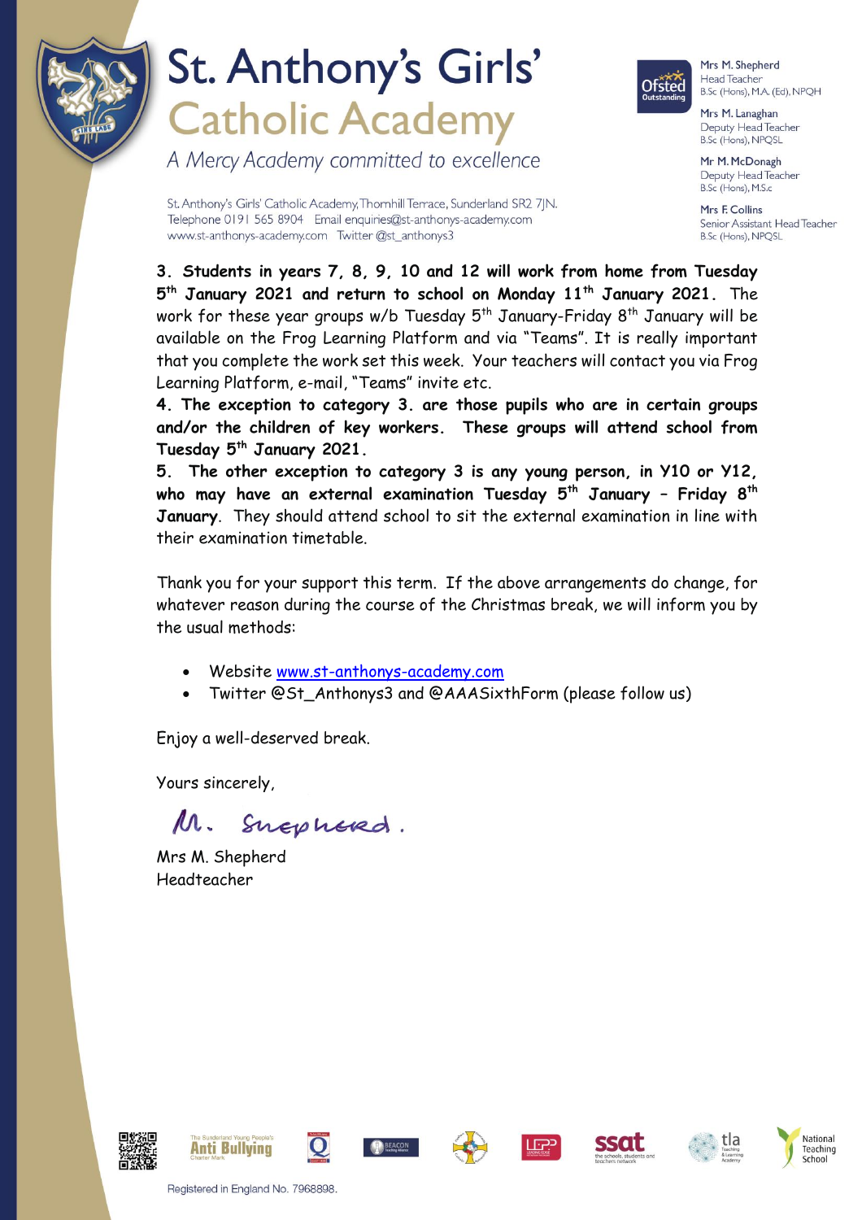# St. Anthony's Girls' Catholic Academy

*A Mercy Academy committed to excellence*

St. Anthony's Girls' Catholic Academy, Thornhill Terrace, Sunderland SR2 7JN.
Telephone 0191 565 8904 Email enquiries@st-anthonys-academy.com
www.st-anthonys-academy.com Twitter @st_anthonys3

Mrs M. Shepherd
Head Teacher
B.Sc (Hons), M.A. (Ed), NPQH

Mrs M. Lanaghan
Deputy Head Teacher
B.Sc (Hons), NPQSL

Mr M. McDonagh
Deputy Head Teacher
B.Sc (Hons), M.S.c

Mrs F. Collins
Senior Assistant Head Teacher
B.Sc (Hons), NPQSL

3. **Students in years 7, 8, 9, 10 and 12 will work from home from Tuesday 5th January 2021 and return to school on Monday 11th January 2021.** The work for these year groups w/b Tuesday 5th January-Friday 8th January will be available on the Frog Learning Platform and via "Teams". It is really important that you complete the work set this week. Your teachers will contact you via Frog Learning Platform, e-mail, "Teams" invite etc.

4. **The exception to category 3. are those pupils who are in certain groups and/or the children of key workers. These groups will attend school from Tuesday 5th January 2021.**

5. **The other exception to category 3 is any young person, in Y10 or Y12, who may have an external examination Tuesday 5th January – Friday 8th January.** They should attend school to sit the external examination in line with their examination timetable.

Thank you for your support this term. If the above arrangements do change, for whatever reason during the course of the Christmas break, we will inform you by the usual methods:

- Website [www.st-anthonys-academy.com](www.st-anthonys-academy.com)
- Twitter @St_Anthonys3 and @AAASixthForm (please follow us)

Enjoy a well-deserved break.

Yours sincerely,

M. Shepherd.

Mrs M. Shepherd
Headteacher

Registered in England No. 7968898.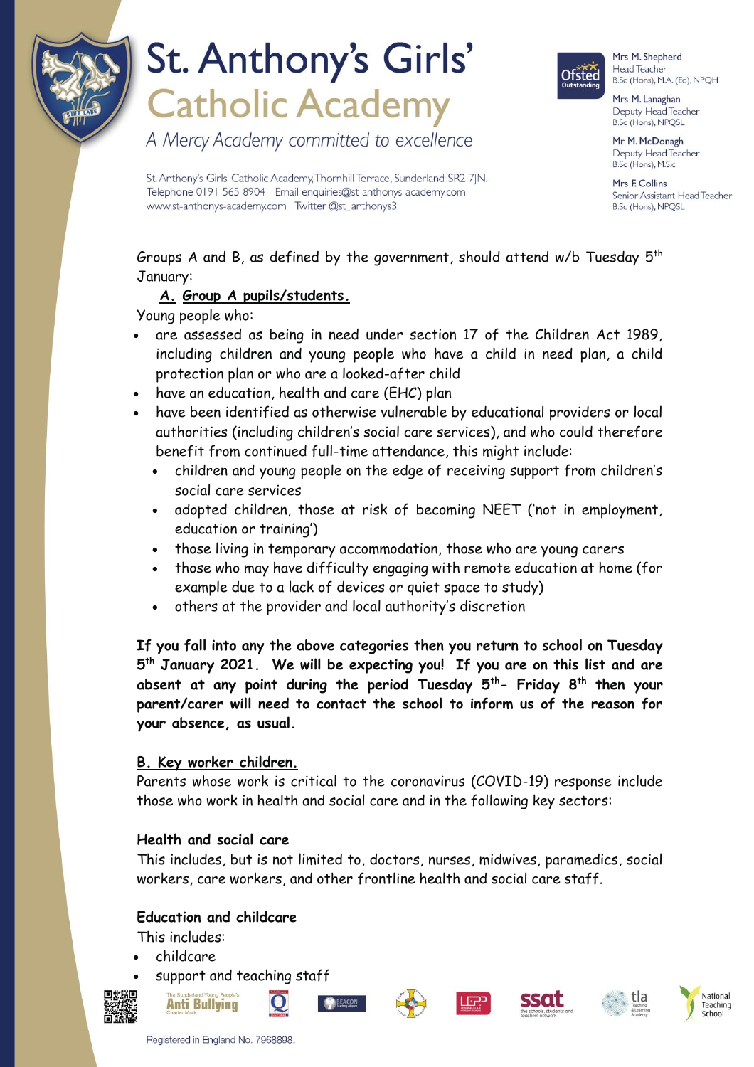Groups A and B, as defined by the government, should attend w/b Tuesday 5th January:

**A. Group A pupils/students.**

Young people who:

- are assessed as being in need under section 17 of the Children Act 1989, including children and young people who have a child in need plan, a child protection plan or who are a looked-after child
- have an education, health and care (EHC) plan
- have been identified as otherwise vulnerable by educational providers or local authorities (including children's social care services), and who could therefore benefit from continued full-time attendance, this might include:
  - children and young people on the edge of receiving support from children's social care services
  - adopted children, those at risk of becoming NEET ('not in employment, education or training')
  - those living in temporary accommodation, those who are young carers
  - those who may have difficulty engaging with remote education at home (for example due to a lack of devices or quiet space to study)
  - others at the provider and local authority's discretion

**If you fall into any the above categories then you return to school on Tuesday 5th January 2021. We will be expecting you! If you are on this list and are absent at any point during the period Tuesday 5th- Friday 8th then your parent/carer will need to contact the school to inform us of the reason for your absence, as usual.**

**B. Key worker children.**

Parents whose work is critical to the coronavirus (COVID-19) response include those who work in health and social care and in the following key sectors:

**Health and social care**

This includes, but is not limited to, doctors, nurses, midwives, paramedics, social workers, care workers, and other frontline health and social care staff.

**Education and childcare**

This includes:

- childcare
- support and teaching staff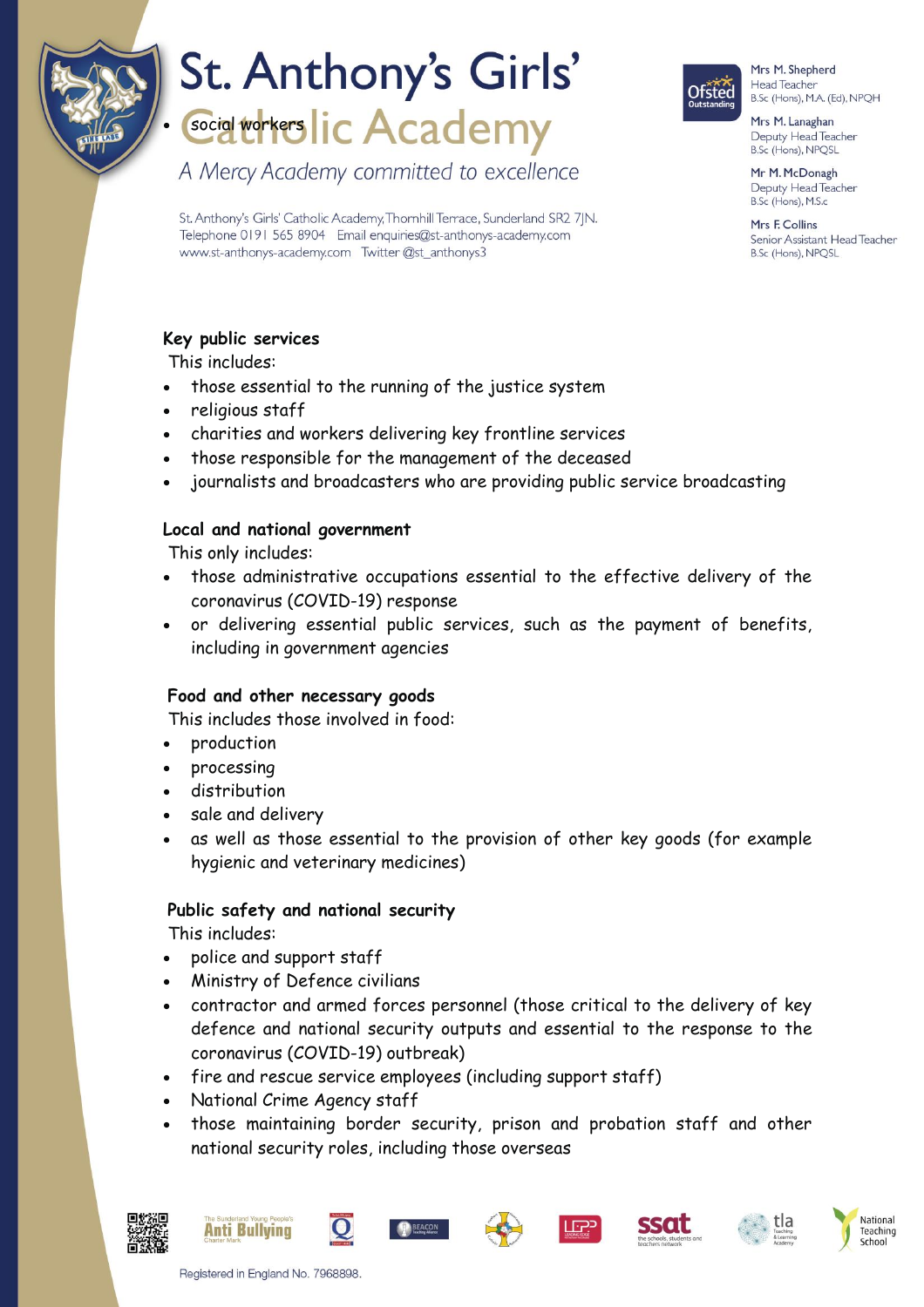- social workers

**Key public services**

This includes:

- those essential to the running of the justice system
- religious staff
- charities and workers delivering key frontline services
- those responsible for the management of the deceased
- journalists and broadcasters who are providing public service broadcasting

**Local and national government**

This only includes:

- those administrative occupations essential to the effective delivery of the coronavirus (COVID-19) response
- or delivering essential public services, such as the payment of benefits, including in government agencies

**Food and other necessary goods**

This includes those involved in food:

- production
- processing
- distribution
- sale and delivery
- as well as those essential to the provision of other key goods (for example hygienic and veterinary medicines)

**Public safety and national security**

This includes:

- police and support staff
- Ministry of Defence civilians
- contractor and armed forces personnel (those critical to the delivery of key defence and national security outputs and essential to the response to the coronavirus (COVID-19) outbreak)
- fire and rescue service employees (including support staff)
- National Crime Agency staff
- those maintaining border security, prison and probation staff and other national security roles, including those overseas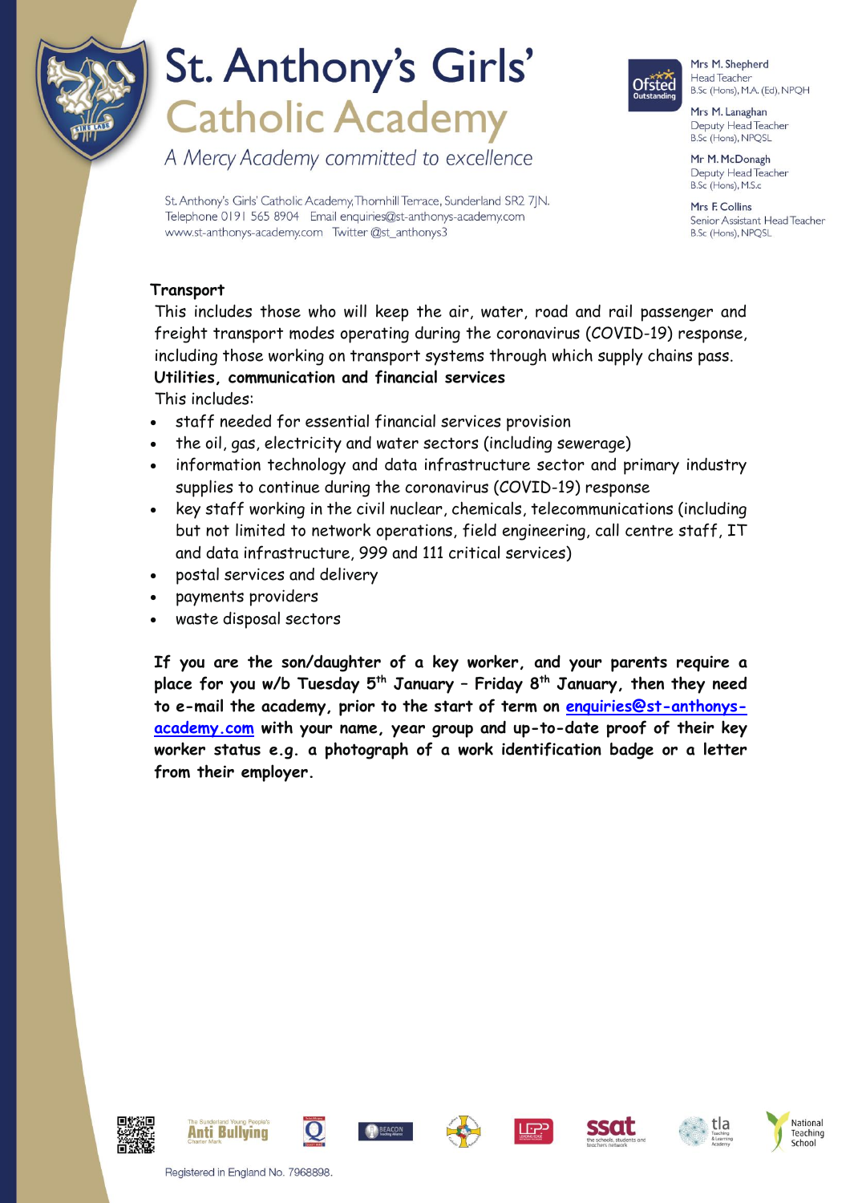**Transport**

This includes those who will keep the air, water, road and rail passenger and freight transport modes operating during the coronavirus (COVID-19) response, including those working on transport systems through which supply chains pass.

**Utilities, communication and financial services**

This includes:

- staff needed for essential financial services provision
- the oil, gas, electricity and water sectors (including sewerage)
- information technology and data infrastructure sector and primary industry supplies to continue during the coronavirus (COVID-19) response
- key staff working in the civil nuclear, chemicals, telecommunications (including but not limited to network operations, field engineering, call centre staff, IT and data infrastructure, 999 and 111 critical services)
- postal services and delivery
- payments providers
- waste disposal sectors

**If you are the son/daughter of a key worker, and your parents require a place for you w/b Tuesday 5th January – Friday 8th January, then they need to e-mail the academy, prior to the start of term on enquiries@st-anthonys-academy.com with your name, year group and up-to-date proof of their key worker status e.g. a photograph of a work identification badge or a letter from their employer.**